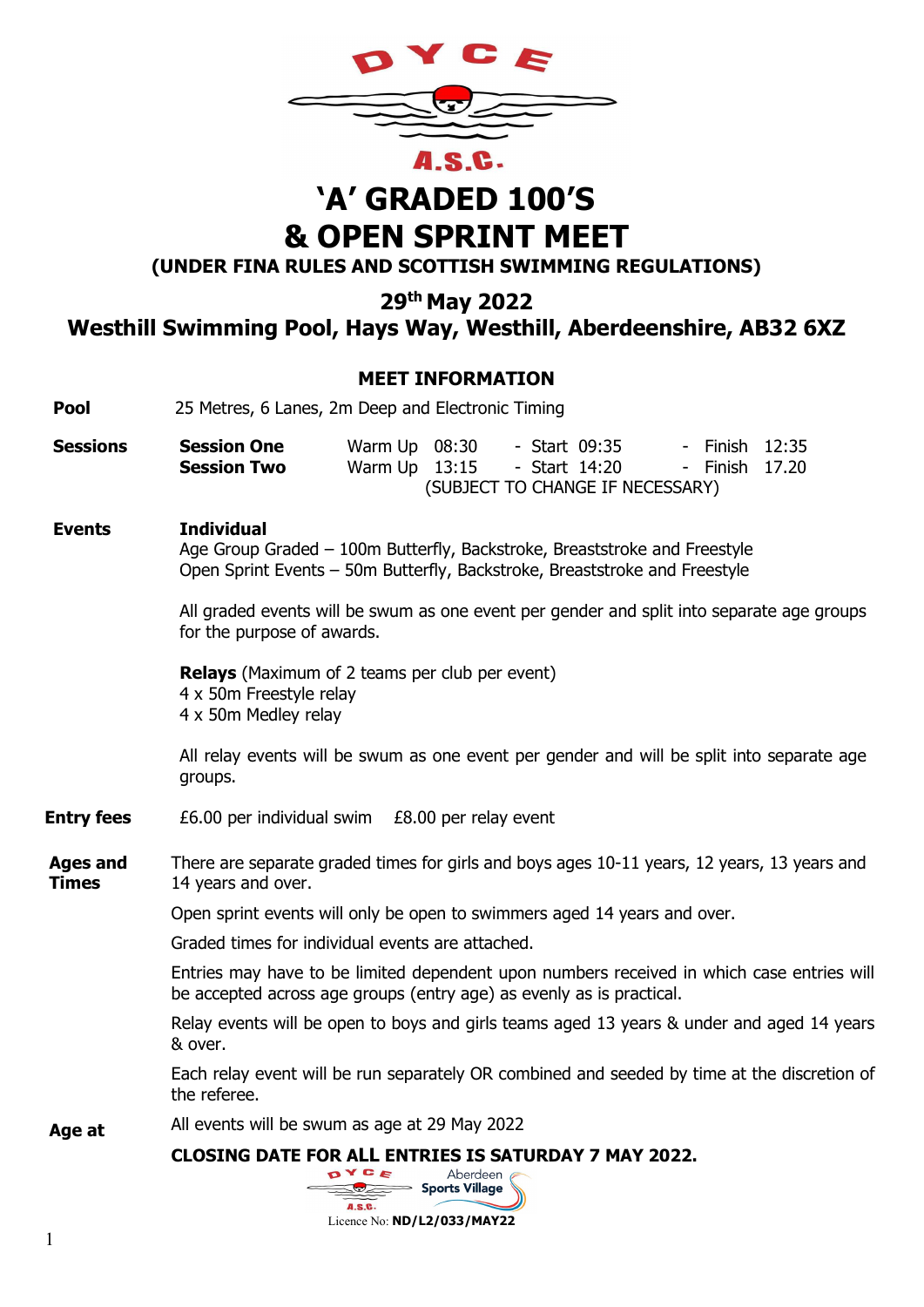# 'A' GRADED 100'S & OPEN SPRINT MEET

**(UNDER FINA RULES AND SCOTTISH SWIMMING REGULATIONS)**

## 29th May 2022

## Westhill Swimming Pool, Hays Way, Westhill, Aberdeenshire, AB32 6XZ

### MEET INFORMATION

**Pool** 25 Metres, 6 Lanes, 2m Deep and Electronic Timing

**Sessions**

| | | | |
|---|---|---|---|
| **Session One** | Warm Up 08:30 | - Start 09:35 | - Finish 12:35 |
| **Session Two** | Warm Up 13:15 | - Start 14:20 | - Finish 17.20 |

(SUBJECT TO CHANGE IF NECESSARY)

**Events**

**Individual**
Age Group Graded – 100m Butterfly, Backstroke, Breaststroke and Freestyle
Open Sprint Events – 50m Butterfly, Backstroke, Breaststroke and Freestyle

All graded events will be swum as one event per gender and split into separate age groups for the purpose of awards.

**Relays** (Maximum of 2 teams per club per event)
4 x 50m Freestyle relay
4 x 50m Medley relay

All relay events will be swum as one event per gender and will be split into separate age groups.

**Entry fees** £6.00 per individual swim £8.00 per relay event

**Ages and Times**

There are separate graded times for girls and boys ages 10-11 years, 12 years, 13 years and 14 years and over.

Open sprint events will only be open to swimmers aged 14 years and over.

Graded times for individual events are attached.

Entries may have to be limited dependent upon numbers received in which case entries will be accepted across age groups (entry age) as evenly as is practical.

Relay events will be open to boys and girls teams aged 13 years & under and aged 14 years & over.

Each relay event will be run separately OR combined and seeded by time at the discretion of the referee.

**Age at** All events will be swum as age at 29 May 2022

**CLOSING DATE FOR ALL ENTRIES IS SATURDAY 7 MAY 2022.**

Licence No: **ND/L2/033/MAY22**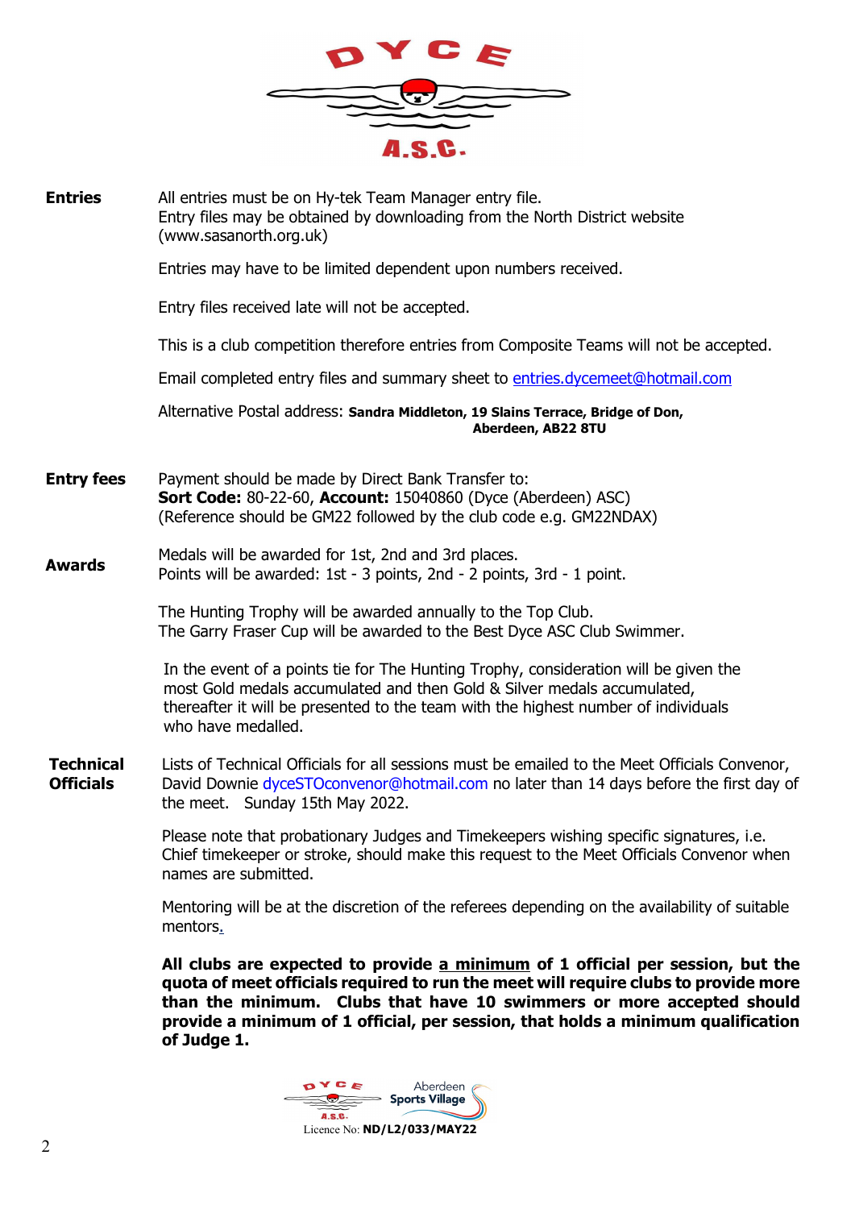**Entries**

All entries must be on Hy-tek Team Manager entry file.
Entry files may be obtained by downloading from the North District website (www.sasanorth.org.uk)

Entries may have to be limited dependent upon numbers received.

Entry files received late will not be accepted.

This is a club competition therefore entries from Composite Teams will not be accepted.

Email completed entry files and summary sheet to entries.dycemeet@hotmail.com

Alternative Postal address: **Sandra Middleton, 19 Slains Terrace, Bridge of Don, Aberdeen, AB22 8TU**

**Entry fees**

Payment should be made by Direct Bank Transfer to:
**Sort Code:** 80-22-60, **Account:** 15040860 (Dyce (Aberdeen) ASC)
(Reference should be GM22 followed by the club code e.g. GM22NDAX)

**Awards**

Medals will be awarded for 1st, 2nd and 3rd places.
Points will be awarded: 1st - 3 points, 2nd - 2 points, 3rd - 1 point.

The Hunting Trophy will be awarded annually to the Top Club.
The Garry Fraser Cup will be awarded to the Best Dyce ASC Club Swimmer.

In the event of a points tie for The Hunting Trophy, consideration will be given the most Gold medals accumulated and then Gold & Silver medals accumulated, thereafter it will be presented to the team with the highest number of individuals who have medalled.

**Technical Officials**

Lists of Technical Officials for all sessions must be emailed to the Meet Officials Convenor, David Downie dyceSTOconvenor@hotmail.com no later than 14 days before the first day of the meet. Sunday 15th May 2022.

Please note that probationary Judges and Timekeepers wishing specific signatures, i.e. Chief timekeeper or stroke, should make this request to the Meet Officials Convenor when names are submitted.

Mentoring will be at the discretion of the referees depending on the availability of suitable mentors.

**All clubs are expected to provide <u>a minimum</u> of 1 official per session, but the quota of meet officials required to run the meet will require clubs to provide more than the minimum. Clubs that have 10 swimmers or more accepted should provide a minimum of 1 official, per session, that holds a minimum qualification of Judge 1.**

Licence No: **ND/L2/033/MAY22**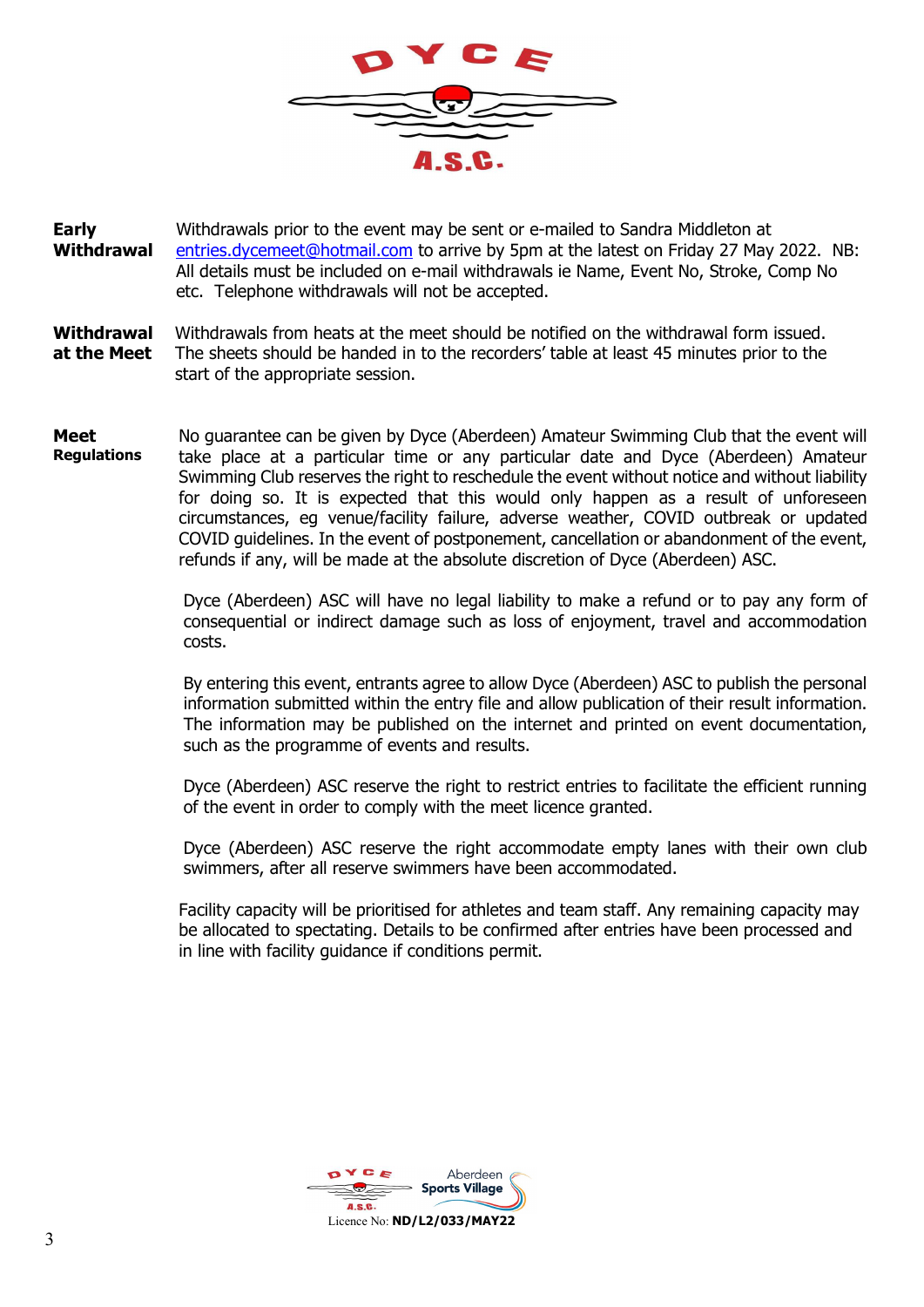**Early Withdrawal**

Withdrawals prior to the event may be sent or e-mailed to Sandra Middleton at entries.dycemeet@hotmail.com to arrive by 5pm at the latest on Friday 27 May 2022. NB: All details must be included on e-mail withdrawals ie Name, Event No, Stroke, Comp No etc. Telephone withdrawals will not be accepted.

**Withdrawal at the Meet**

Withdrawals from heats at the meet should be notified on the withdrawal form issued. The sheets should be handed in to the recorders' table at least 45 minutes prior to the start of the appropriate session.

**Meet Regulations**

No guarantee can be given by Dyce (Aberdeen) Amateur Swimming Club that the event will take place at a particular time or any particular date and Dyce (Aberdeen) Amateur Swimming Club reserves the right to reschedule the event without notice and without liability for doing so. It is expected that this would only happen as a result of unforeseen circumstances, eg venue/facility failure, adverse weather, COVID outbreak or updated COVID guidelines. In the event of postponement, cancellation or abandonment of the event, refunds if any, will be made at the absolute discretion of Dyce (Aberdeen) ASC.

Dyce (Aberdeen) ASC will have no legal liability to make a refund or to pay any form of consequential or indirect damage such as loss of enjoyment, travel and accommodation costs.

By entering this event, entrants agree to allow Dyce (Aberdeen) ASC to publish the personal information submitted within the entry file and allow publication of their result information. The information may be published on the internet and printed on event documentation, such as the programme of events and results.

Dyce (Aberdeen) ASC reserve the right to restrict entries to facilitate the efficient running of the event in order to comply with the meet licence granted.

Dyce (Aberdeen) ASC reserve the right accommodate empty lanes with their own club swimmers, after all reserve swimmers have been accommodated.

Facility capacity will be prioritised for athletes and team staff. Any remaining capacity may be allocated to spectating. Details to be confirmed after entries have been processed and in line with facility guidance if conditions permit.

Licence No: **ND/L2/033/MAY22**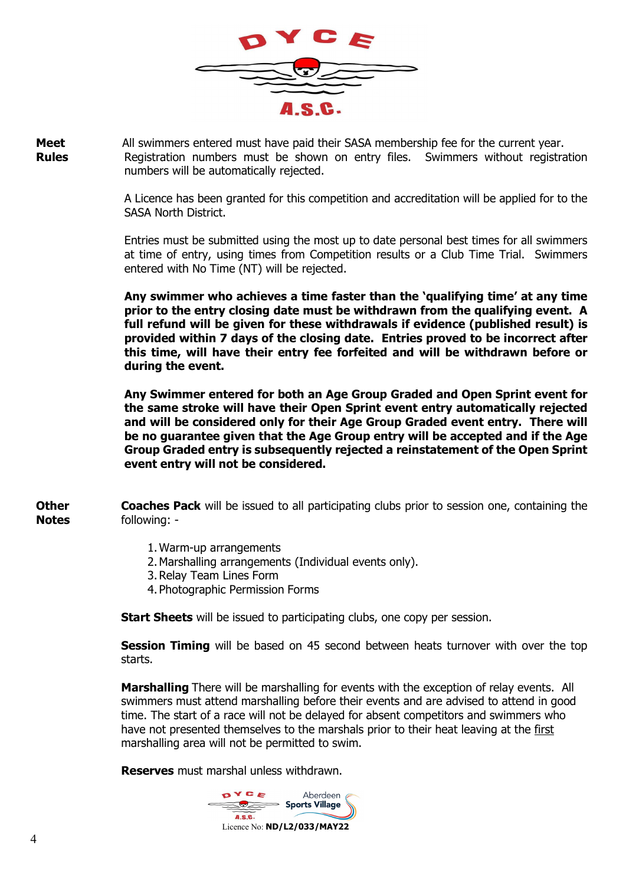**Meet Rules**

All swimmers entered must have paid their SASA membership fee for the current year. Registration numbers must be shown on entry files. Swimmers without registration numbers will be automatically rejected.

A Licence has been granted for this competition and accreditation will be applied for to the SASA North District.

Entries must be submitted using the most up to date personal best times for all swimmers at time of entry, using times from Competition results or a Club Time Trial. Swimmers entered with No Time (NT) will be rejected.

**Any swimmer who achieves a time faster than the 'qualifying time' at any time prior to the entry closing date must be withdrawn from the qualifying event. A full refund will be given for these withdrawals if evidence (published result) is provided within 7 days of the closing date. Entries proved to be incorrect after this time, will have their entry fee forfeited and will be withdrawn before or during the event.**

**Any Swimmer entered for both an Age Group Graded and Open Sprint event for the same stroke will have their Open Sprint event entry automatically rejected and will be considered only for their Age Group Graded event entry. There will be no guarantee given that the Age Group entry will be accepted and if the Age Group Graded entry is subsequently rejected a reinstatement of the Open Sprint event entry will not be considered.**

**Other Notes**

**Coaches Pack** will be issued to all participating clubs prior to session one, containing the following: -

1. Warm-up arrangements
2. Marshalling arrangements (Individual events only).
3. Relay Team Lines Form
4. Photographic Permission Forms

**Start Sheets** will be issued to participating clubs, one copy per session.

**Session Timing** will be based on 45 second between heats turnover with over the top starts.

**Marshalling** There will be marshalling for events with the exception of relay events. All swimmers must attend marshalling before their events and are advised to attend in good time. The start of a race will not be delayed for absent competitors and swimmers who have not presented themselves to the marshals prior to their heat leaving at the first marshalling area will not be permitted to swim.

**Reserves** must marshal unless withdrawn.

Licence No: **ND/L2/033/MAY22**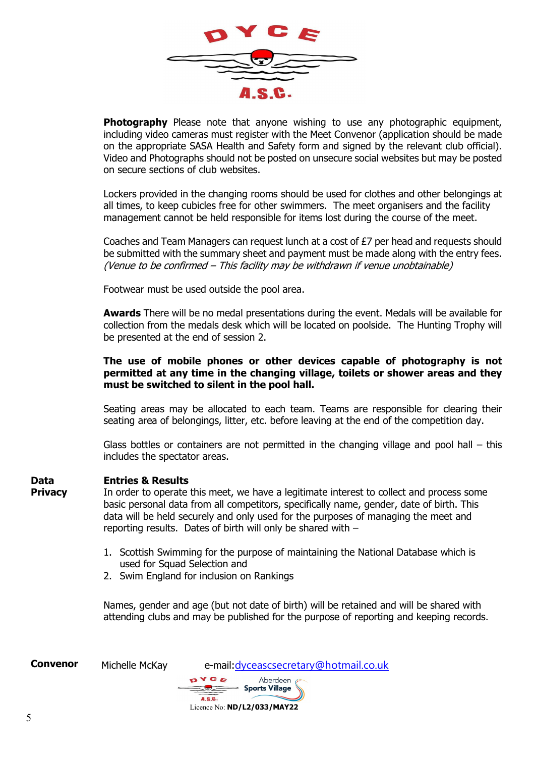**Photography** Please note that anyone wishing to use any photographic equipment, including video cameras must register with the Meet Convenor (application should be made on the appropriate SASA Health and Safety form and signed by the relevant club official). Video and Photographs should not be posted on unsecure social websites but may be posted on secure sections of club websites.

Lockers provided in the changing rooms should be used for clothes and other belongings at all times, to keep cubicles free for other swimmers. The meet organisers and the facility management cannot be held responsible for items lost during the course of the meet.

Coaches and Team Managers can request lunch at a cost of £7 per head and requests should be submitted with the summary sheet and payment must be made along with the entry fees. *(Venue to be confirmed – This facility may be withdrawn if venue unobtainable)*

Footwear must be used outside the pool area.

**Awards** There will be no medal presentations during the event. Medals will be available for collection from the medals desk which will be located on poolside. The Hunting Trophy will be presented at the end of session 2.

**The use of mobile phones or other devices capable of photography is not permitted at any time in the changing village, toilets or shower areas and they must be switched to silent in the pool hall.**

Seating areas may be allocated to each team. Teams are responsible for clearing their seating area of belongings, litter, etc. before leaving at the end of the competition day.

Glass bottles or containers are not permitted in the changing village and pool hall – this includes the spectator areas.

**Data Privacy**

**Entries & Results**

In order to operate this meet, we have a legitimate interest to collect and process some basic personal data from all competitors, specifically name, gender, date of birth. This data will be held securely and only used for the purposes of managing the meet and reporting results. Dates of birth will only be shared with –

1. Scottish Swimming for the purpose of maintaining the National Database which is used for Squad Selection and
2. Swim England for inclusion on Rankings

Names, gender and age (but not date of birth) will be retained and will be shared with attending clubs and may be published for the purpose of reporting and keeping records.

**Convenor** Michelle McKay e-mail:dyceascsecretary@hotmail.co.uk

Licence No: **ND/L2/033/MAY22**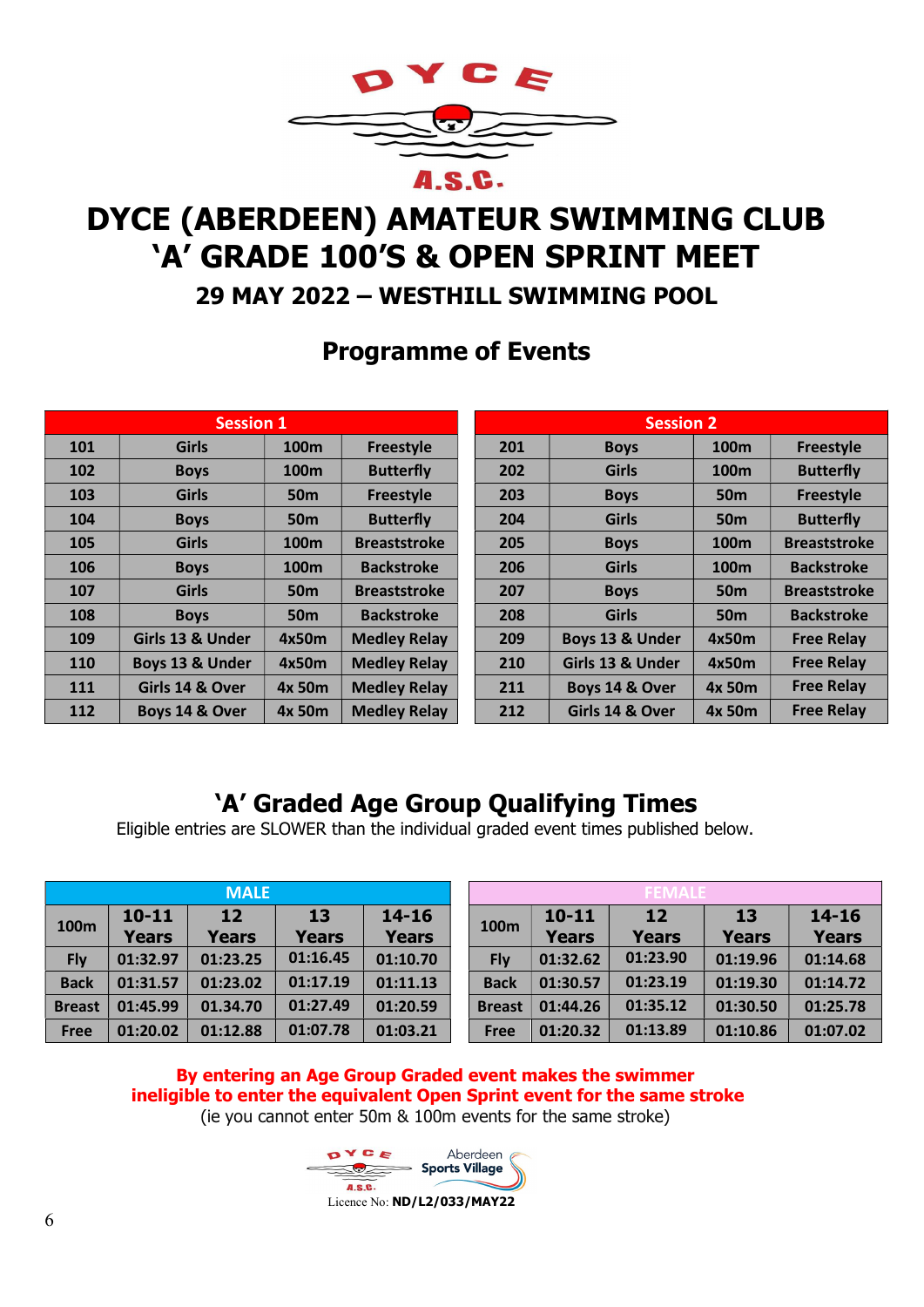# DYCE (ABERDEEN) AMATEUR SWIMMING CLUB
# 'A' GRADE 100'S & OPEN SPRINT MEET

### 29 MAY 2022 – WESTHILL SWIMMING POOL

## Programme of Events

| Session 1 | | | |
|---|---|---|---|
| 101 | Girls | 100m | Freestyle |
| 102 | Boys | 100m | Butterfly |
| 103 | Girls | 50m | Freestyle |
| 104 | Boys | 50m | Butterfly |
| 105 | Girls | 100m | Breaststroke |
| 106 | Boys | 100m | Backstroke |
| 107 | Girls | 50m | Breaststroke |
| 108 | Boys | 50m | Backstroke |
| 109 | Girls 13 & Under | 4x50m | Medley Relay |
| 110 | Boys 13 & Under | 4x50m | Medley Relay |
| 111 | Girls 14 & Over | 4x 50m | Medley Relay |
| 112 | Boys 14 & Over | 4x 50m | Medley Relay |

| Session 2 | | | |
|---|---|---|---|
| 201 | Boys | 100m | Freestyle |
| 202 | Girls | 100m | Butterfly |
| 203 | Boys | 50m | Freestyle |
| 204 | Girls | 50m | Butterfly |
| 205 | Boys | 100m | Breaststroke |
| 206 | Girls | 100m | Backstroke |
| 207 | Boys | 50m | Breaststroke |
| 208 | Girls | 50m | Backstroke |
| 209 | Boys 13 & Under | 4x50m | Free Relay |
| 210 | Girls 13 & Under | 4x50m | Free Relay |
| 211 | Boys 14 & Over | 4x 50m | Free Relay |
| 212 | Girls 14 & Over | 4x 50m | Free Relay |

## 'A' Graded Age Group Qualifying Times

Eligible entries are SLOWER than the individual graded event times published below.

| MALE | | | | |
|---|---|---|---|---|
| 100m | 10-11 Years | 12 Years | 13 Years | 14-16 Years |
| Fly | 01:32.97 | 01:23.25 | 01:16.45 | 01:10.70 |
| Back | 01:31.57 | 01:23.02 | 01:17.19 | 01:11.13 |
| Breast | 01:45.99 | 01.34.70 | 01:27.49 | 01:20.59 |
| Free | 01:20.02 | 01:12.88 | 01:07.78 | 01:03.21 |

| FEMALE | | | | |
|---|---|---|---|---|
| 100m | 10-11 Years | 12 Years | 13 Years | 14-16 Years |
| Fly | 01:32.62 | 01:23.90 | 01:19.96 | 01:14.68 |
| Back | 01:30.57 | 01:23.19 | 01:19.30 | 01:14.72 |
| Breast | 01:44.26 | 01:35.12 | 01:30.50 | 01:25.78 |
| Free | 01:20.32 | 01:13.89 | 01:10.86 | 01:07.02 |

**By entering an Age Group Graded event makes the swimmer ineligible to enter the equivalent Open Sprint event for the same stroke**
(ie you cannot enter 50m & 100m events for the same stroke)

Aberdeen Sports Village

Licence No: **ND/L2/033/MAY22**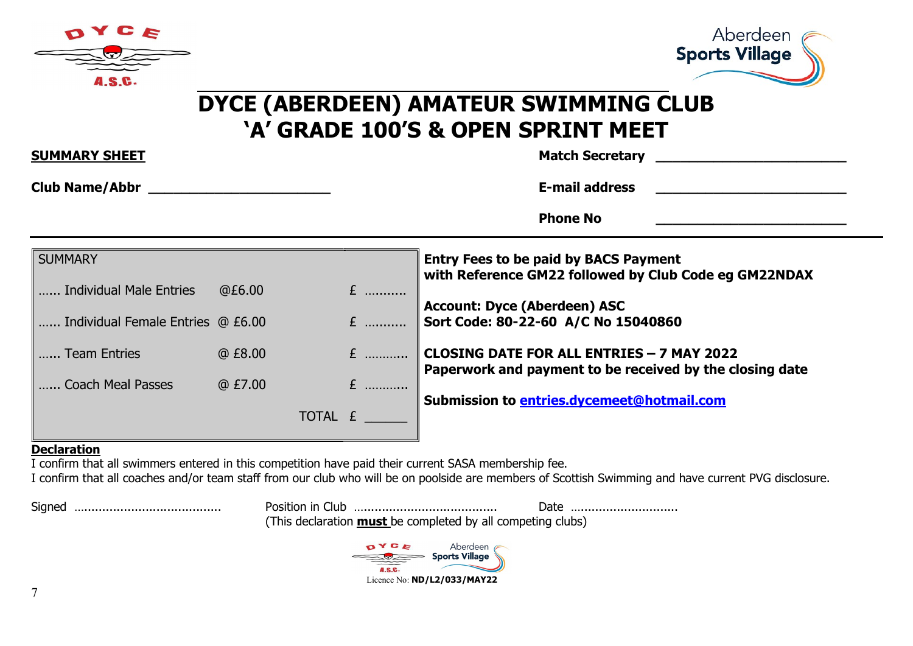# DYCE (ABERDEEN) AMATEUR SWIMMING CLUB
# 'A' GRADE 100'S & OPEN SPRINT MEET

**SUMMARY SHEET**

**Club Name/Abbr** ________________________

**Match Secretary** ________________________

**E-mail address** ________________________

**Phone No** ________________________

| SUMMARY | | |
|---|---|---|
| …... Individual Male Entries | @£6.00 | £ ……….. |
| …... Individual Female Entries | @ £6.00 | £ ……….. |
| …... Team Entries | @ £8.00 | £ ……….. |
| …... Coach Meal Passes | @ £7.00 | £ ……….. |
| | TOTAL | £ ______ |

**Entry Fees to be paid by BACS Payment with Reference GM22 followed by Club Code eg GM22NDAX**

**Account: Dyce (Aberdeen) ASC**
**Sort Code: 80-22-60 A/C No 15040860**

**CLOSING DATE FOR ALL ENTRIES – 7 MAY 2022**
**Paperwork and payment to be received by the closing date**

**Submission to entries.dycemeet@hotmail.com**

**Declaration**

I confirm that all swimmers entered in this competition have paid their current SASA membership fee.
I confirm that all coaches and/or team staff from our club who will be on poolside are members of Scottish Swimming and have current PVG disclosure.

Signed ………………………………….. Position in Club ………………………………… Date ………………………..

(This declaration **must** be completed by all competing clubs)

Licence No: **ND/L2/033/MAY22**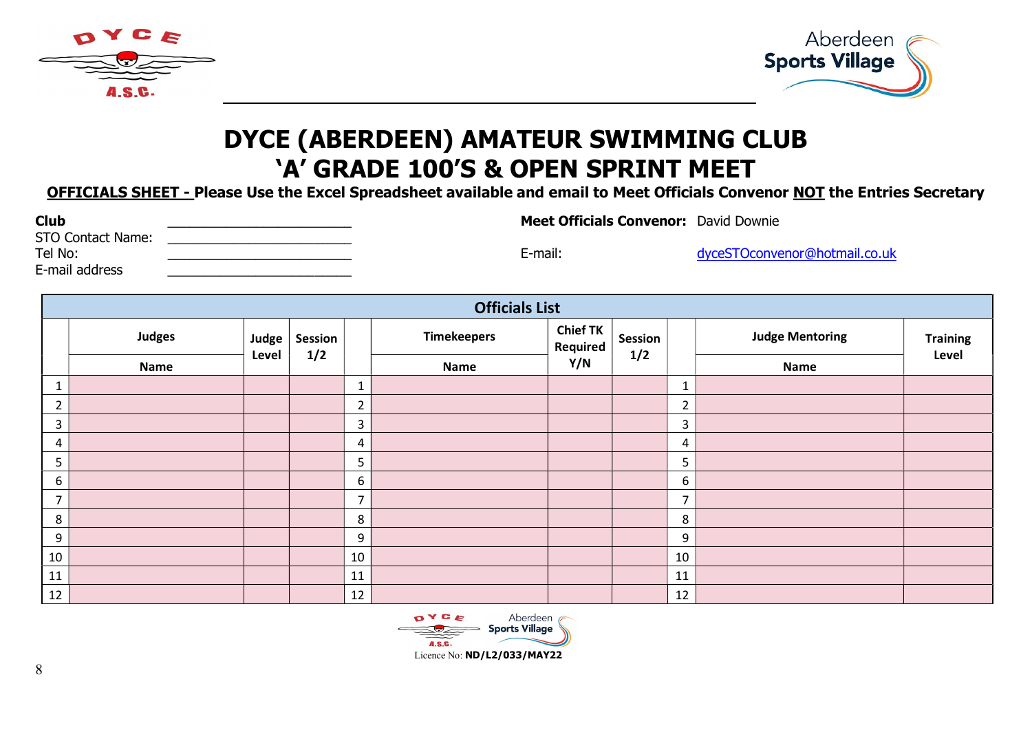# DYCE (ABERDEEN) AMATEUR SWIMMING CLUB
# 'A' GRADE 100'S & OPEN SPRINT MEET

**OFFICIALS SHEET - Please Use the Excel Spreadsheet available and email to Meet Officials Convenor NOT the Entries Secretary**

**Club** \_\_\_\_\_\_\_\_\_\_\_\_\_\_\_\_\_\_\_\_\_\_\_\_

STO Contact Name: \_\_\_\_\_\_\_\_\_\_\_\_\_\_\_\_\_\_\_\_\_\_\_\_

Tel No: \_\_\_\_\_\_\_\_\_\_\_\_\_\_\_\_\_\_\_\_\_\_\_\_

E-mail address \_\_\_\_\_\_\_\_\_\_\_\_\_\_\_\_\_\_\_\_\_\_\_\_

**Meet Officials Convenor:** David Downie

E-mail: dyceSTOconvenor@hotmail.co.uk

**Officials List**

| | Judges Name | Judge Level | Session 1/2 | | Timekeepers Name | Chief TK Required Y/N | Session 1/2 | | Judge Mentoring Name | Training Level |
|---|---|---|---|---|---|---|---|---|---|---|
| 1 | | | | 1 | | | | 1 | | |
| 2 | | | | 2 | | | | 2 | | |
| 3 | | | | 3 | | | | 3 | | |
| 4 | | | | 4 | | | | 4 | | |
| 5 | | | | 5 | | | | 5 | | |
| 6 | | | | 6 | | | | 6 | | |
| 7 | | | | 7 | | | | 7 | | |
| 8 | | | | 8 | | | | 8 | | |
| 9 | | | | 9 | | | | 9 | | |
| 10 | | | | 10 | | | | 10 | | |
| 11 | | | | 11 | | | | 11 | | |
| 12 | | | | 12 | | | | 12 | | |

Licence No: **ND/L2/033/MAY22**